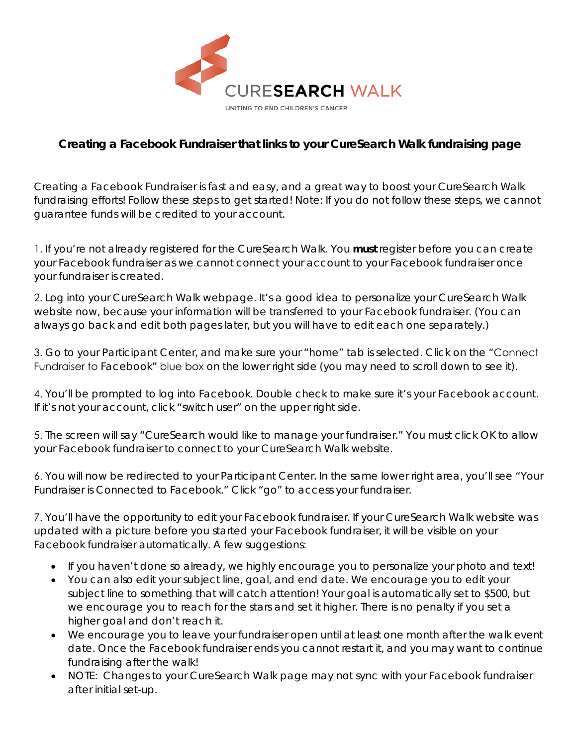CURESEARCH WALK

UNITING TO END CHILDREN'S CANCER

## Creating a Facebook Fundraiser that links to your CureSearch Walk fundraising page

Creating a Facebook Fundraiser is fast and easy, and a great way to boost your CureSearch Walk fundraising efforts! Follow these steps to get started! Note: If you do not follow these steps, we cannot guarantee funds will be credited to your account.

1. If you're not already registered for the CureSearch Walk. You **must** register before you can create your Facebook fundraiser as we cannot connect your account to your Facebook fundraiser once your fundraiser is created.

2. Log into your CureSearch Walk webpage. It's a good idea to personalize your CureSearch Walk website now, because your information will be transferred to your Facebook fundraiser. (You can always go back and edit both pages later, but you will have to edit each one separately.)

3. Go to your Participant Center, and make sure your "home" tab is selected. Click on the "Connect Fundraiser to Facebook" blue box on the lower right side (you may need to scroll down to see it).

4. You'll be prompted to log into Facebook. Double check to make sure it's your Facebook account. If it's not your account, click "switch user" on the upper right side.

5. The screen will say "CureSearch would like to manage your fundraiser." You must click OK to allow your Facebook fundraiser to connect to your CureSearch Walk website.

6. You will now be redirected to your Participant Center. In the same lower right area, you'll see "Your Fundraiser is Connected to Facebook." Click "go" to access your fundraiser.

7. You'll have the opportunity to edit your Facebook fundraiser. If your CureSearch Walk website was updated with a picture before you started your Facebook fundraiser, it will be visible on your Facebook fundraiser automatically. A few suggestions:

- If you haven't done so already, we highly encourage you to personalize your photo and text!
- You can also edit your subject line, goal, and end date. We encourage you to edit your subject line to something that will catch attention! Your goal is automatically set to $500, but we encourage you to reach for the stars and set it higher. There is no penalty if you set a higher goal and don't reach it.
- We encourage you to leave your fundraiser open until at least one month after the walk event date. Once the Facebook fundraiser ends you cannot restart it, and you may want to continue fundraising after the walk!
- NOTE: Changes to your CureSearch Walk page may not sync with your Facebook fundraiser after initial set-up.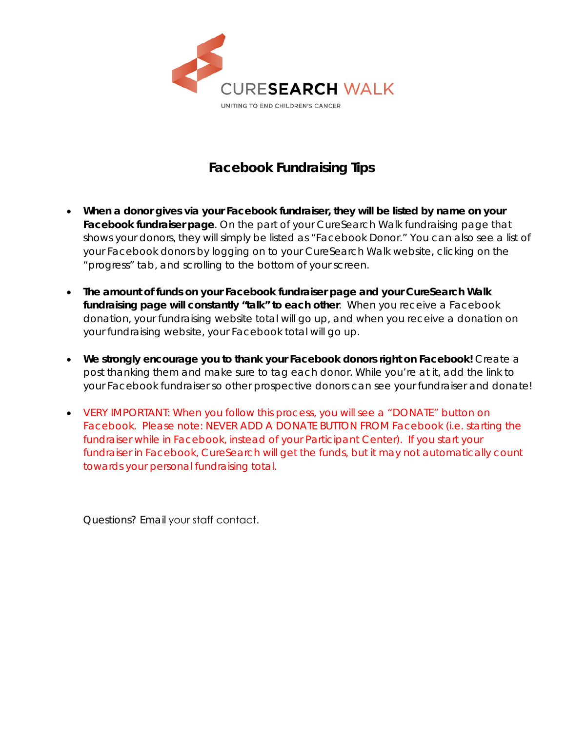CURESEARCH WALK

UNITING TO END CHILDREN'S CANCER

# Facebook Fundraising Tips

- **When a donor gives via your Facebook fundraiser, they will be listed by name on your Facebook fundraiser page**. On the part of your CureSearch Walk fundraising page that shows your donors, they will simply be listed as "Facebook Donor." You can also see a list of your Facebook donors by logging on to your CureSearch Walk website, clicking on the "progress" tab, and scrolling to the bottom of your screen.

- **The amount of funds on your Facebook fundraiser page and your CureSearch Walk fundraising page will constantly "talk" to each other**. When you receive a Facebook donation, your fundraising website total will go up, and when you receive a donation on your fundraising website, your Facebook total will go up.

- **We strongly encourage you to thank your Facebook donors right on Facebook!** Create a post thanking them and make sure to tag each donor. While you're at it, add the link to your Facebook fundraiser so other prospective donors can see your fundraiser and donate!

- VERY IMPORTANT: When you follow this process, you will see a "DONATE" button on Facebook. Please note: NEVER ADD A DONATE BUTTON FROM Facebook (i.e. starting the fundraiser while in Facebook, instead of your Participant Center). If you start your fundraiser in Facebook, CureSearch will get the funds, but it may not automatically count towards your personal fundraising total.

Questions? Email your staff contact.